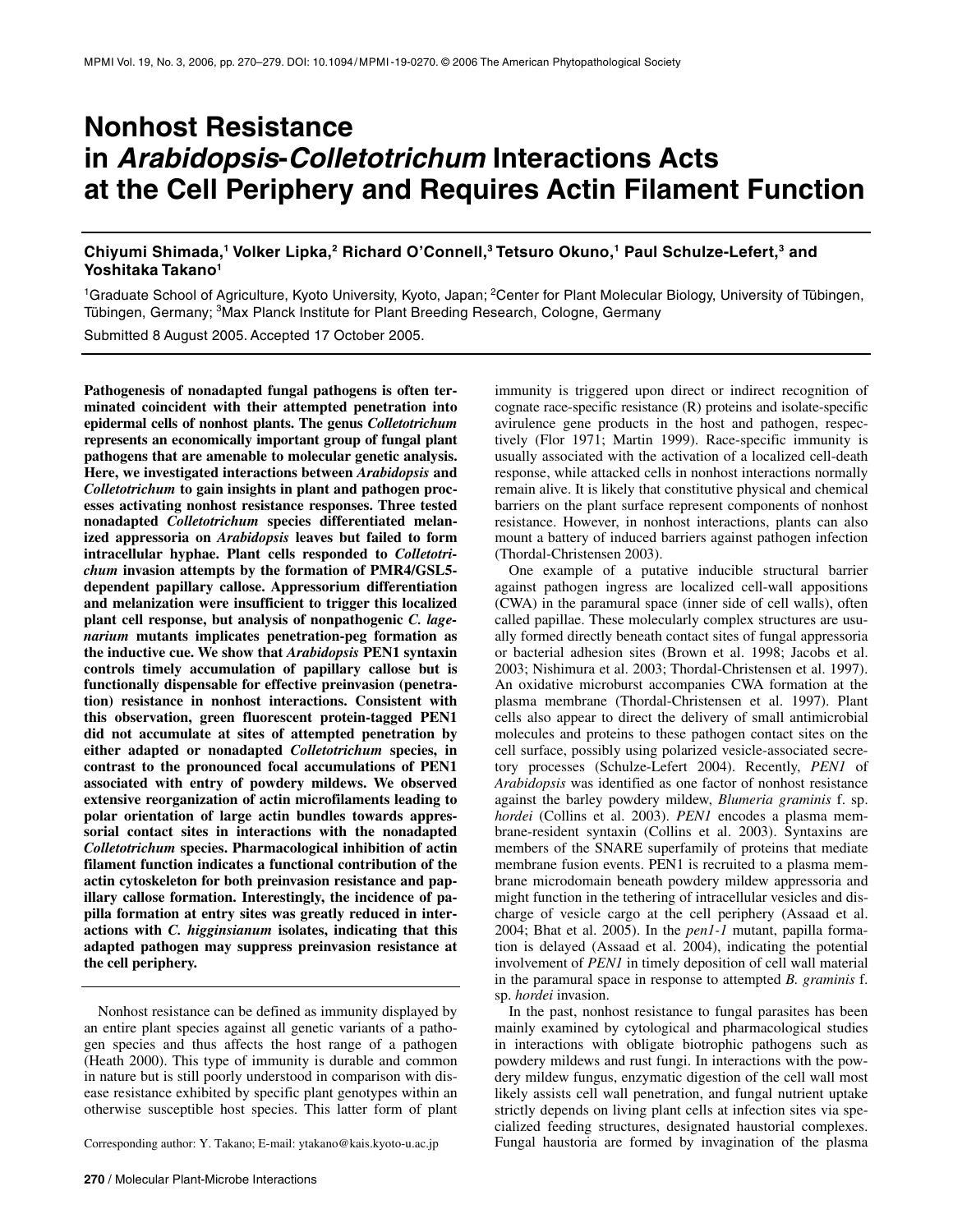# Nonhost Resistance in *Arabidopsis-Colletotrichum* Interactions Acts at the Cell Periphery and Requires Actin Filament Function

**Chiyumi Shimada,[1] Volker Lipka,[2] Richard O'Connell,[3] Tetsuro Okuno,[1] Paul Schulze-Lefert,[3] and Yoshitaka Takano[1]**

[1]Graduate School of Agriculture, Kyoto University, Kyoto, Japan; [2]Center for Plant Molecular Biology, University of Tübingen, Tübingen, Germany; [3]Max Planck Institute for Plant Breeding Research, Cologne, Germany

Submitted 8 August 2005. Accepted 17 October 2005.

**Pathogenesis of nonadapted fungal pathogens is often terminated coincident with their attempted penetration into epidermal cells of nonhost plants. The genus *Colletotrichum* represents an economically important group of fungal plant pathogens that are amenable to molecular genetic analysis. Here, we investigated interactions between *Arabidopsis* and *Colletotrichum* to gain insights in plant and pathogen processes activating nonhost resistance responses. Three tested nonadapted *Colletotrichum* species differentiated melanized appressoria on *Arabidopsis* leaves but failed to form intracellular hyphae. Plant cells responded to *Colletotrichum* invasion attempts by the formation of PMR4/GSL5-dependent papillary callose. Appressorium differentiation and melanization were insufficient to trigger this localized plant cell response, but analysis of nonpathogenic *C. lagenarium* mutants implicates penetration-peg formation as the inductive cue. We show that *Arabidopsis* PEN1 syntaxin controls timely accumulation of papillary callose but is functionally dispensable for effective preinvasion (penetration) resistance in nonhost interactions. Consistent with this observation, green fluorescent protein-tagged PEN1 did not accumulate at sites of attempted penetration by either adapted or nonadapted *Colletotrichum* species, in contrast to the pronounced focal accumulations of PEN1 associated with entry of powdery mildews. We observed extensive reorganization of actin microfilaments leading to polar orientation of large actin bundles towards appressorial contact sites in interactions with the nonadapted *Colletotrichum* species. Pharmacological inhibition of actin filament function indicates a functional contribution of the actin cytoskeleton for both preinvasion resistance and papillary callose formation. Interestingly, the incidence of papilla formation at entry sites was greatly reduced in interactions with *C. higginsianum* isolates, indicating that this adapted pathogen may suppress preinvasion resistance at the cell periphery.**

Nonhost resistance can be defined as immunity displayed by an entire plant species against all genetic variants of a pathogen species and thus affects the host range of a pathogen (Heath 2000). This type of immunity is durable and common in nature but is still poorly understood in comparison with disease resistance exhibited by specific plant genotypes within an otherwise susceptible host species. This latter form of plant immunity is triggered upon direct or indirect recognition of cognate race-specific resistance (R) proteins and isolate-specific avirulence gene products in the host and pathogen, respectively (Flor 1971; Martin 1999). Race-specific immunity is usually associated with the activation of a localized cell-death response, while attacked cells in nonhost interactions normally remain alive. It is likely that constitutive physical and chemical barriers on the plant surface represent components of nonhost resistance. However, in nonhost interactions, plants can also mount a battery of induced barriers against pathogen infection (Thordal-Christensen 2003).

One example of a putative inducible structural barrier against pathogen ingress are localized cell-wall appositions (CWA) in the paramural space (inner side of cell walls), often called papillae. These molecularly complex structures are usually formed directly beneath contact sites of fungal appressoria or bacterial adhesion sites (Brown et al. 1998; Jacobs et al. 2003; Nishimura et al. 2003; Thordal-Christensen et al. 1997). An oxidative microburst accompanies CWA formation at the plasma membrane (Thordal-Christensen et al. 1997). Plant cells also appear to direct the delivery of small antimicrobial molecules and proteins to these pathogen contact sites on the cell surface, possibly using polarized vesicle-associated secretory processes (Schulze-Lefert 2004). Recently, *PEN1* of *Arabidopsis* was identified as one factor of nonhost resistance against the barley powdery mildew, *Blumeria graminis* f. sp. *hordei* (Collins et al. 2003). *PEN1* encodes a plasma membrane-resident syntaxin (Collins et al. 2003). Syntaxins are members of the SNARE superfamily of proteins that mediate membrane fusion events. PEN1 is recruited to a plasma membrane microdomain beneath powdery mildew appressoria and might function in the tethering of intracellular vesicles and discharge of vesicle cargo at the cell periphery (Assaad et al. 2004; Bhat et al. 2005). In the *pen1-1* mutant, papilla formation is delayed (Assaad et al. 2004), indicating the potential involvement of *PEN1* in timely deposition of cell wall material in the paramural space in response to attempted *B. graminis* f. sp. *hordei* invasion.

In the past, nonhost resistance to fungal parasites has been mainly examined by cytological and pharmacological studies in interactions with obligate biotrophic pathogens such as powdery mildews and rust fungi. In interactions with the powdery mildew fungus, enzymatic digestion of the cell wall most likely assists cell wall penetration, and fungal nutrient uptake strictly depends on living plant cells at infection sites via specialized feeding structures, designated haustorial complexes. Fungal haustoria are formed by invagination of the plasma

Corresponding author: Y. Takano; E-mail: ytakano@kais.kyoto-u.ac.jp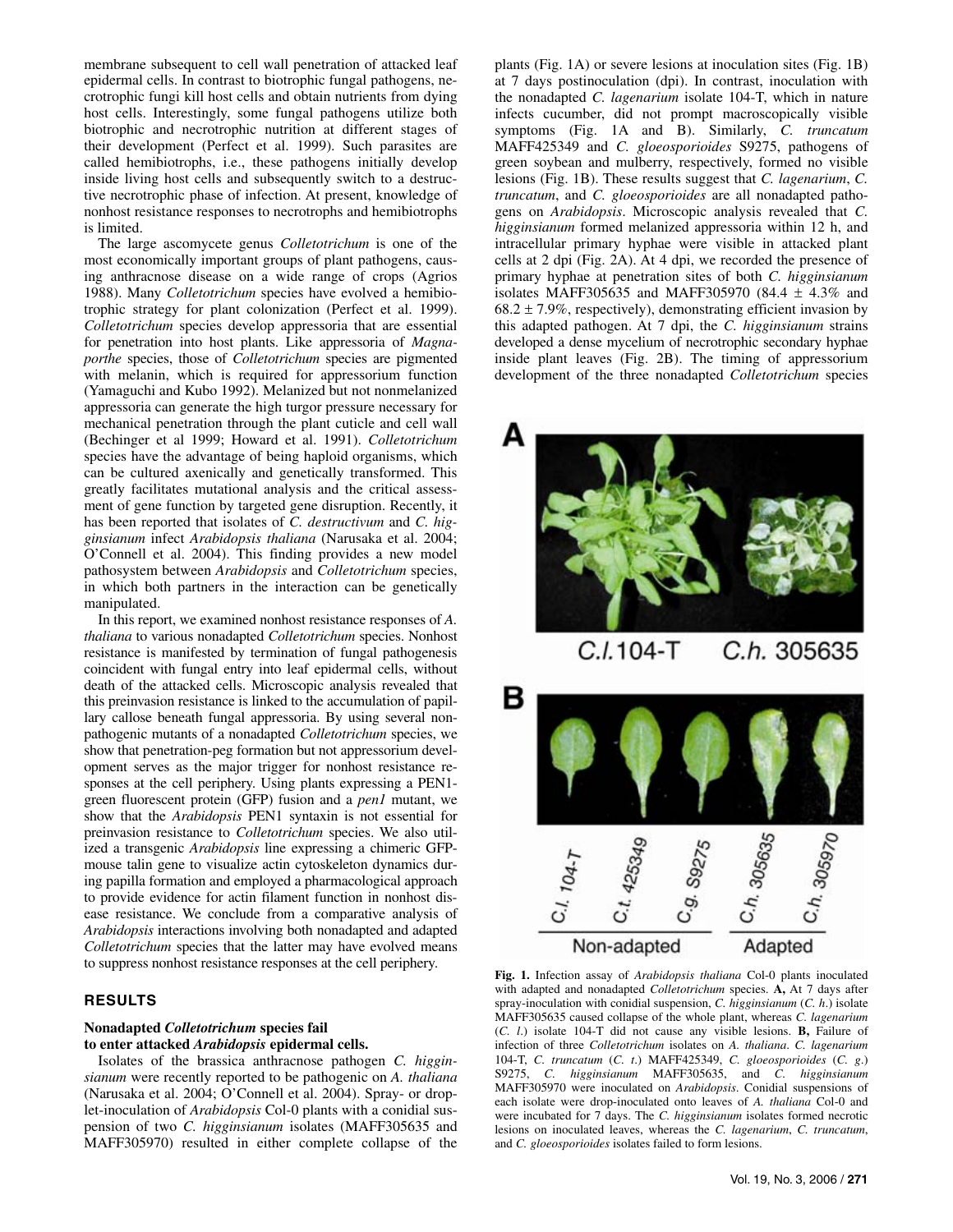membrane subsequent to cell wall penetration of attacked leaf epidermal cells. In contrast to biotrophic fungal pathogens, necrotrophic fungi kill host cells and obtain nutrients from dying host cells. Interestingly, some fungal pathogens utilize both biotrophic and necrotrophic nutrition at different stages of their development (Perfect et al. 1999). Such parasites are called hemibiotrophs, i.e., these pathogens initially develop inside living host cells and subsequently switch to a destructive necrotrophic phase of infection. At present, knowledge of nonhost resistance responses to necrotrophs and hemibiotrophs is limited.

The large ascomycete genus *Colletotrichum* is one of the most economically important groups of plant pathogens, causing anthracnose disease on a wide range of crops (Agrios 1988). Many *Colletotrichum* species have evolved a hemibiotrophic strategy for plant colonization (Perfect et al. 1999). *Colletotrichum* species develop appressoria that are essential for penetration into host plants. Like appressoria of *Magnaporthe* species, those of *Colletotrichum* species are pigmented with melanin, which is required for appressorium function (Yamaguchi and Kubo 1992). Melanized but not nonmelanized appressoria can generate the high turgor pressure necessary for mechanical penetration through the plant cuticle and cell wall (Bechinger et al 1999; Howard et al. 1991). *Colletotrichum* species have the advantage of being haploid organisms, which can be cultured axenically and genetically transformed. This greatly facilitates mutational analysis and the critical assessment of gene function by targeted gene disruption. Recently, it has been reported that isolates of *C. destructivum* and *C. higginsianum* infect *Arabidopsis thaliana* (Narusaka et al. 2004; O'Connell et al. 2004). This finding provides a new model pathosystem between *Arabidopsis* and *Colletotrichum* species, in which both partners in the interaction can be genetically manipulated.

In this report, we examined nonhost resistance responses of *A. thaliana* to various nonadapted *Colletotrichum* species. Nonhost resistance is manifested by termination of fungal pathogenesis coincident with fungal entry into leaf epidermal cells, without death of the attacked cells. Microscopic analysis revealed that this preinvasion resistance is linked to the accumulation of papillary callose beneath fungal appressoria. By using several nonpathogenic mutants of a nonadapted *Colletotrichum* species, we show that penetration-peg formation but not appressorium development serves as the major trigger for nonhost resistance responses at the cell periphery. Using plants expressing a PEN1-green fluorescent protein (GFP) fusion and a *pen1* mutant, we show that the *Arabidopsis* PEN1 syntaxin is not essential for preinvasion resistance to *Colletotrichum* species. We also utilized a transgenic *Arabidopsis* line expressing a chimeric GFP-mouse talin gene to visualize actin cytoskeleton dynamics during papilla formation and employed a pharmacological approach to provide evidence for actin filament function in nonhost disease resistance. We conclude from a comparative analysis of *Arabidopsis* interactions involving both nonadapted and adapted *Colletotrichum* species that the latter may have evolved means to suppress nonhost resistance responses at the cell periphery.

## RESULTS

### Nonadapted *Colletotrichum* species fail to enter attacked *Arabidopsis* epidermal cells.

Isolates of the brassica anthracnose pathogen *C. higginsianum* were recently reported to be pathogenic on *A. thaliana* (Narusaka et al. 2004; O'Connell et al. 2004). Spray- or droplet-inoculation of *Arabidopsis* Col-0 plants with a conidial suspension of two *C. higginsianum* isolates (MAFF305635 and MAFF305970) resulted in either complete collapse of the plants (Fig. 1A) or severe lesions at inoculation sites (Fig. 1B) at 7 days postinoculation (dpi). In contrast, inoculation with the nonadapted *C. lagenarium* isolate 104-T, which in nature infects cucumber, did not prompt macroscopically visible symptoms (Fig. 1A and B). Similarly, *C. truncatum* MAFF425349 and *C. gloeosporioides* S9275, pathogens of green soybean and mulberry, respectively, formed no visible lesions (Fig. 1B). These results suggest that *C. lagenarium*, *C. truncatum*, and *C. gloeosporioides* are all nonadapted pathogens on *Arabidopsis*. Microscopic analysis revealed that *C. higginsianum* formed melanized appressoria within 12 h, and intracellular primary hyphae were visible in attacked plant cells at 2 dpi (Fig. 2A). At 4 dpi, we recorded the presence of primary hyphae at penetration sites of both *C. higginsianum* isolates MAFF305635 and MAFF305970 (84.4 ± 4.3% and 68.2 ± 7.9%, respectively), demonstrating efficient invasion by this adapted pathogen. At 7 dpi, the *C. higginsianum* strains developed a dense mycelium of necrotrophic secondary hyphae inside plant leaves (Fig. 2B). The timing of appressorium development of the three nonadapted *Colletotrichum* species

**Fig. 1.** Infection assay of *Arabidopsis thaliana* Col-0 plants inoculated with adapted and nonadapted *Colletotrichum* species. **A,** At 7 days after spray-inoculation with conidial suspension, *C. higginsianum* (*C. h.*) isolate MAFF305635 caused collapse of the whole plant, whereas *C. lagenarium* (*C. l.*) isolate 104-T did not cause any visible lesions. **B,** Failure of infection of three *Colletotrichum* isolates on *A. thaliana*. *C. lagenarium* 104-T, *C. truncatum* (*C. t.*) MAFF425349, *C. gloeosporioides* (*C. g.*) S9275, *C. higginsianum* MAFF305635, and *C. higginsianum* MAFF305970 were inoculated on *Arabidopsis*. Conidial suspensions of each isolate were drop-inoculated onto leaves of *A. thaliana* Col-0 and were incubated for 7 days. The *C. higginsianum* isolates formed necrotic lesions on inoculated leaves, whereas the *C. lagenarium*, *C. truncatum*, and *C. gloeosporioides* isolates failed to form lesions.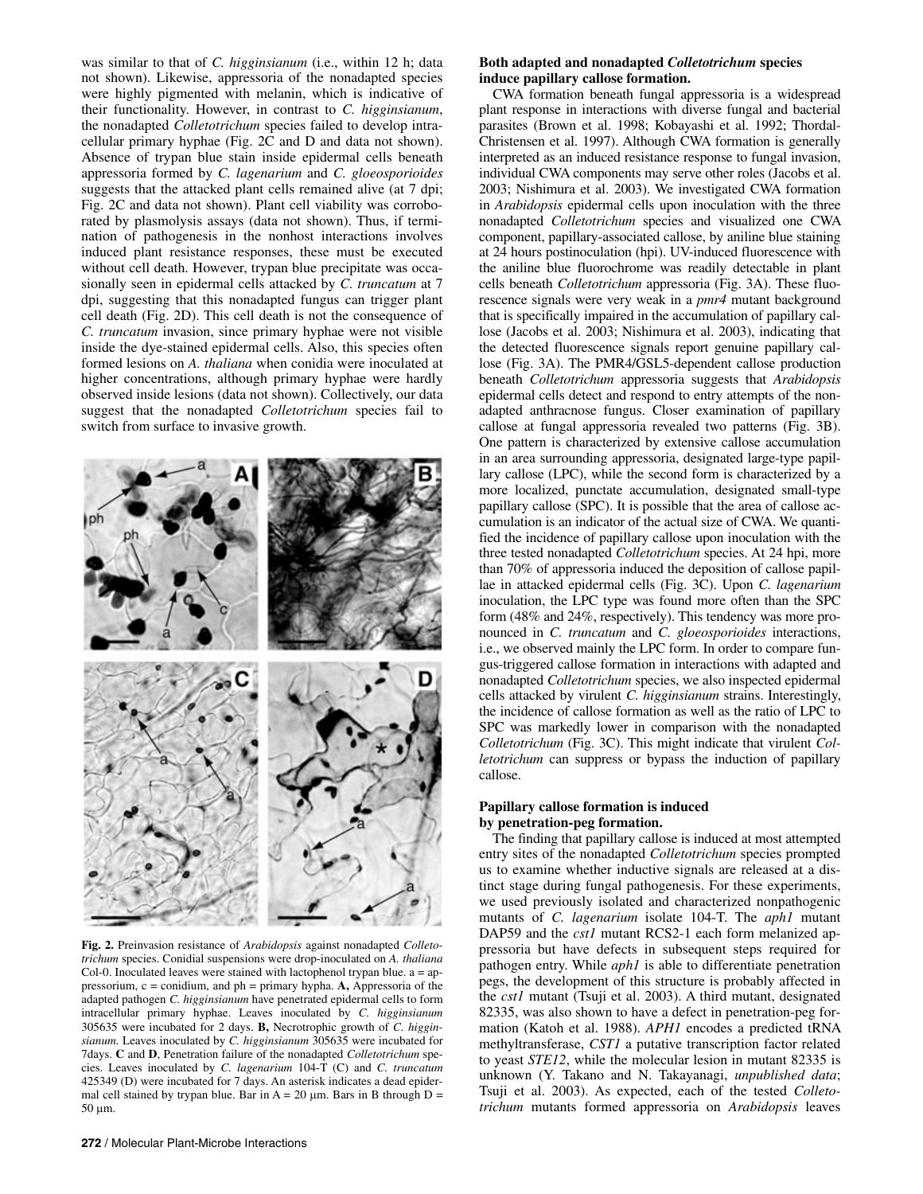was similar to that of *C. higginsianum* (i.e., within 12 h; data not shown). Likewise, appressoria of the nonadapted species were highly pigmented with melanin, which is indicative of their functionality. However, in contrast to *C. higginsianum*, the nonadapted *Colletotrichum* species failed to develop intracellular primary hyphae (Fig. 2C and D and data not shown). Absence of trypan blue stain inside epidermal cells beneath appressoria formed by *C. lagenarium* and *C. gloeosporioides* suggests that the attacked plant cells remained alive (at 7 dpi; Fig. 2C and data not shown). Plant cell viability was corroborated by plasmolysis assays (data not shown). Thus, if termination of pathogenesis in the nonhost interactions involves induced plant resistance responses, these must be executed without cell death. However, trypan blue precipitate was occasionally seen in epidermal cells attacked by *C. truncatum* at 7 dpi, suggesting that this nonadapted fungus can trigger plant cell death (Fig. 2D). This cell death is not the consequence of *C. truncatum* invasion, since primary hyphae were not visible inside the dye-stained epidermal cells. Also, this species often formed lesions on *A. thaliana* when conidia were inoculated at higher concentrations, although primary hyphae were hardly observed inside lesions (data not shown). Collectively, our data suggest that the nonadapted *Colletotrichum* species fail to switch from surface to invasive growth.

**Fig. 2.** Preinvasion resistance of *Arabidopsis* against nonadapted *Colletotrichum* species. Conidial suspensions were drop-inoculated on *A. thaliana* Col-0. Inoculated leaves were stained with lactophenol trypan blue. a = appressorium, c = conidium, and ph = primary hypha. **A,** Appressoria of the adapted pathogen *C. higginsianum* have penetrated epidermal cells to form intracellular primary hyphae. Leaves inoculated by *C. higginsianum* 305635 were incubated for 2 days. **B,** Necrotrophic growth of *C. higginsianum*. Leaves inoculated by *C. higginsianum* 305635 were incubated for 7days. **C** and **D**, Penetration failure of the nonadapted *Colletotrichum* species. Leaves inoculated by *C. lagenarium* 104-T (C) and *C. truncatum* 425349 (D) were incubated for 7 days. An asterisk indicates a dead epidermal cell stained by trypan blue. Bar in A = 20 μm. Bars in B through D = 50 μm.

### Both adapted and nonadapted *Colletotrichum* species induce papillary callose formation.

CWA formation beneath fungal appressoria is a widespread plant response in interactions with diverse fungal and bacterial parasites (Brown et al. 1998; Kobayashi et al. 1992; Thordal-Christensen et al. 1997). Although CWA formation is generally interpreted as an induced resistance response to fungal invasion, individual CWA components may serve other roles (Jacobs et al. 2003; Nishimura et al. 2003). We investigated CWA formation in *Arabidopsis* epidermal cells upon inoculation with the three nonadapted *Colletotrichum* species and visualized one CWA component, papillary-associated callose, by aniline blue staining at 24 hours postinoculation (hpi). UV-induced fluorescence with the aniline blue fluorochrome was readily detectable in plant cells beneath *Colletotrichum* appressoria (Fig. 3A). These fluorescence signals were very weak in a *pmr4* mutant background that is specifically impaired in the accumulation of papillary callose (Jacobs et al. 2003; Nishimura et al. 2003), indicating that the detected fluorescence signals report genuine papillary callose (Fig. 3A). The PMR4/GSL5-dependent callose production beneath *Colletotrichum* appressoria suggests that *Arabidopsis* epidermal cells detect and respond to entry attempts of the nonadapted anthracnose fungus. Closer examination of papillary callose at fungal appressoria revealed two patterns (Fig. 3B). One pattern is characterized by extensive callose accumulation in an area surrounding appressoria, designated large-type papillary callose (LPC), while the second form is characterized by a more localized, punctate accumulation, designated small-type papillary callose (SPC). It is possible that the area of callose accumulation is an indicator of the actual size of CWA. We quantified the incidence of papillary callose upon inoculation with the three tested nonadapted *Colletotrichum* species. At 24 hpi, more than 70% of appressoria induced the deposition of callose papillae in attacked epidermal cells (Fig. 3C). Upon *C. lagenarium* inoculation, the LPC type was found more often than the SPC form (48% and 24%, respectively). This tendency was more pronounced in *C. truncatum* and *C. gloeosporioides* interactions, i.e., we observed mainly the LPC form. In order to compare fungus-triggered callose formation in interactions with adapted and nonadapted *Colletotrichum* species, we also inspected epidermal cells attacked by virulent *C. higginsianum* strains. Interestingly, the incidence of callose formation as well as the ratio of LPC to SPC was markedly lower in comparison with the nonadapted *Colletotrichum* (Fig. 3C). This might indicate that virulent *Colletotrichum* can suppress or bypass the induction of papillary callose.

### Papillary callose formation is induced by penetration-peg formation.

The finding that papillary callose is induced at most attempted entry sites of the nonadapted *Colletotrichum* species prompted us to examine whether inductive signals are released at a distinct stage during fungal pathogenesis. For these experiments, we used previously isolated and characterized nonpathogenic mutants of *C. lagenarium* isolate 104-T. The *aph1* mutant DAP59 and the *cst1* mutant RCS2-1 each form melanized appressoria but have defects in subsequent steps required for pathogen entry. While *aph1* is able to differentiate penetration pegs, the development of this structure is probably affected in the *cst1* mutant (Tsuji et al. 2003). A third mutant, designated 82335, was also shown to have a defect in penetration-peg formation (Katoh et al. 1988). *APH1* encodes a predicted tRNA methyltransferase, *CST1* a putative transcription factor related to yeast *STE12*, while the molecular lesion in mutant 82335 is unknown (Y. Takano and N. Takayanagi, *unpublished data*; Tsuji et al. 2003). As expected, each of the tested *Colletotrichum* mutants formed appressoria on *Arabidopsis* leaves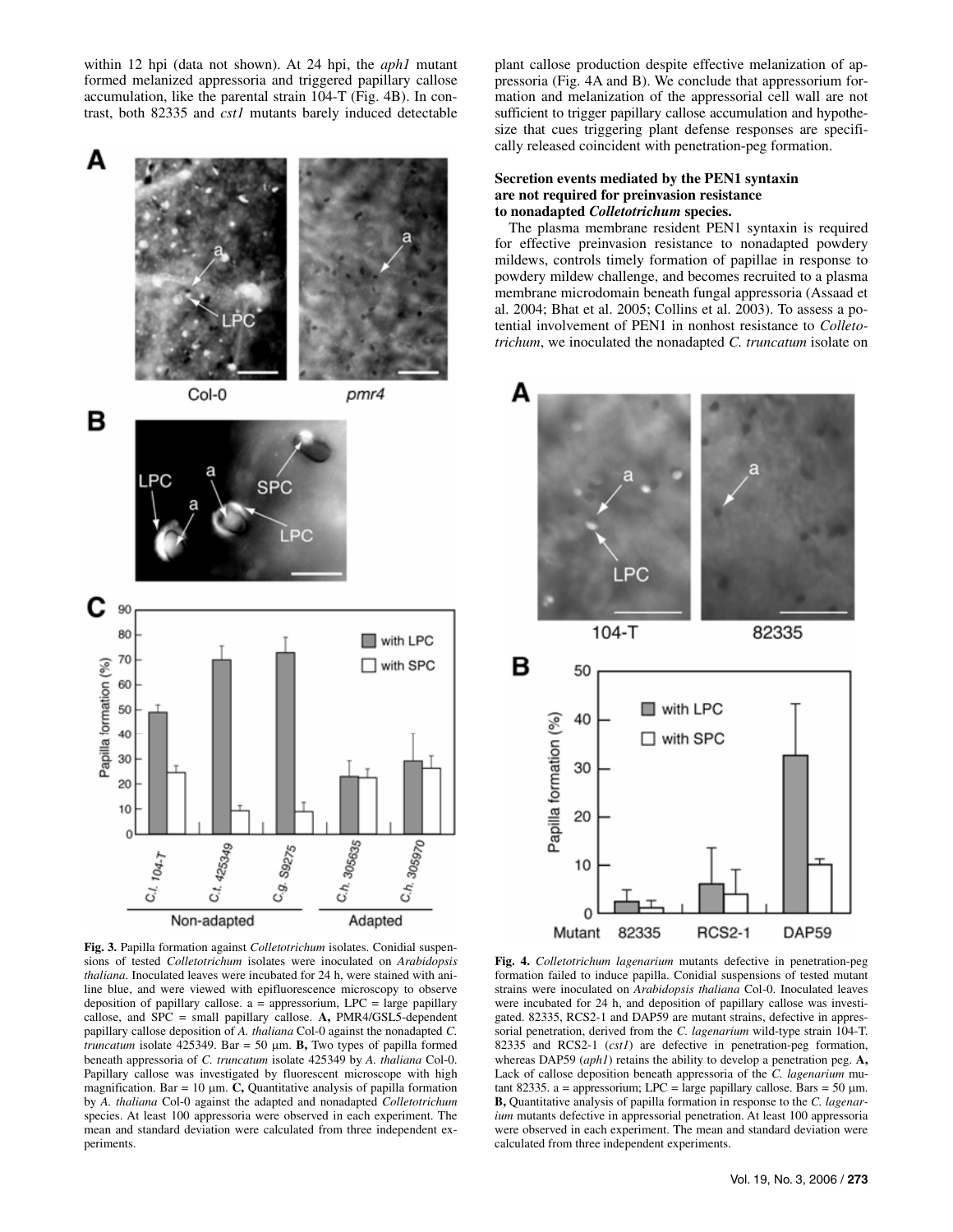within 12 hpi (data not shown). At 24 hpi, the *aph1* mutant formed melanized appressoria and triggered papillary callose accumulation, like the parental strain 104-T (Fig. 4B). In contrast, both 82335 and *cst1* mutants barely induced detectable plant callose production despite effective melanization of appressoria (Fig. 4A and B). We conclude that appressorium formation and melanization of the appressorial cell wall are not sufficient to trigger papillary callose accumulation and hypothesize that cues triggering plant defense responses are specifically released coincident with penetration-peg formation.

**Fig. 3.** Papilla formation against *Colletotrichum* isolates. Conidial suspensions of tested *Colletotrichum* isolates were inoculated on *Arabidopsis thaliana*. Inoculated leaves were incubated for 24 h, were stained with aniline blue, and were viewed with epifluorescence microscopy to observe deposition of papillary callose. a = appressorium, LPC = large papillary callose, and SPC = small papillary callose. **A,** PMR4/GSL5-dependent papillary callose deposition of *A. thaliana* Col-0 against the nonadapted *C. truncatum* isolate 425349. Bar = 50 μm. **B,** Two types of papilla formed beneath appressoria of *C. truncatum* isolate 425349 by *A. thaliana* Col-0. Papillary callose was investigated by fluorescent microscope with high magnification. Bar = 10 μm. **C,** Quantitative analysis of papilla formation by *A. thaliana* Col-0 against the adapted and nonadapted *Colletotrichum* species. At least 100 appressoria were observed in each experiment. The mean and standard deviation were calculated from three independent experiments.

### Secretion events mediated by the PEN1 syntaxin are not required for preinvasion resistance to nonadapted *Colletotrichum* species.

The plasma membrane resident PEN1 syntaxin is required for effective preinvasion resistance to nonadapted powdery mildews, controls timely formation of papillae in response to powdery mildew challenge, and becomes recruited to a plasma membrane microdomain beneath fungal appressoria (Assaad et al. 2004; Bhat et al. 2005; Collins et al. 2003). To assess a potential involvement of PEN1 in nonhost resistance to *Colletotrichum*, we inoculated the nonadapted *C. truncatum* isolate on

**Fig. 4.** *Colletotrichum lagenarium* mutants defective in penetration-peg formation failed to induce papilla. Conidial suspensions of tested mutant strains were inoculated on *Arabidopsis thaliana* Col-0. Inoculated leaves were incubated for 24 h, and deposition of papillary callose was investigated. 82335, RCS2-1 and DAP59 are mutant strains, defective in appressorial penetration, derived from the *C. lagenarium* wild-type strain 104-T. 82335 and RCS2-1 (*cst1*) are defective in penetration-peg formation, whereas DAP59 (*aph1*) retains the ability to develop a penetration peg. **A,** Lack of callose deposition beneath appressoria of the *C. lagenarium* mutant 82335. a = appressorium; LPC = large papillary callose. Bars = 50 μm. **B,** Quantitative analysis of papilla formation in response to the *C. lagenarium* mutants defective in appressorial penetration. At least 100 appressoria were observed in each experiment. The mean and standard deviation were calculated from three independent experiments.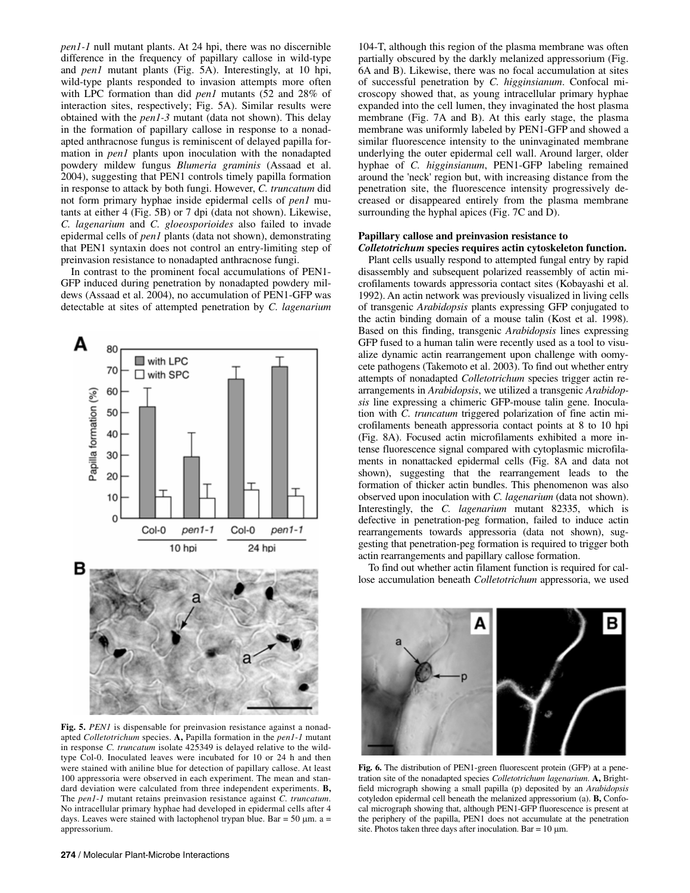*pen1-1* null mutant plants. At 24 hpi, there was no discernible difference in the frequency of papillary callose in wild-type and *pen1* mutant plants (Fig. 5A). Interestingly, at 10 hpi, wild-type plants responded to invasion attempts more often with LPC formation than did *pen1* mutants (52 and 28% of interaction sites, respectively; Fig. 5A). Similar results were obtained with the *pen1-3* mutant (data not shown). This delay in the formation of papillary callose in response to a nonadapted anthracnose fungus is reminiscent of delayed papilla formation in *pen1* plants upon inoculation with the nonadapted powdery mildew fungus *Blumeria graminis* (Assaad et al. 2004), suggesting that PEN1 controls timely papilla formation in response to attack by both fungi. However, *C. truncatum* did not form primary hyphae inside epidermal cells of *pen1* mutants at either 4 (Fig. 5B) or 7 dpi (data not shown). Likewise, *C. lagenarium* and *C. gloeosporioides* also failed to invade epidermal cells of *pen1* plants (data not shown), demonstrating that PEN1 syntaxin does not control an entry-limiting step of preinvasion resistance to nonadapted anthracnose fungi.

In contrast to the prominent focal accumulations of PEN1-GFP induced during penetration by nonadapted powdery mildews (Assaad et al. 2004), no accumulation of PEN1-GFP was detectable at sites of attempted penetration by *C. lagenarium* 104-T, although this region of the plasma membrane was often partially obscured by the darkly melanized appressorium (Fig. 6A and B). Likewise, there was no focal accumulation at sites of successful penetration by *C. higginsianum*. Confocal microscopy showed that, as young intracellular primary hyphae expanded into the cell lumen, they invaginated the host plasma membrane (Fig. 7A and B). At this early stage, the plasma membrane was uniformly labeled by PEN1-GFP and showed a similar fluorescence intensity to the uninvaginated membrane underlying the outer epidermal cell wall. Around larger, older hyphae of *C. higginsianum*, PEN1-GFP labeling remained around the 'neck' region but, with increasing distance from the penetration site, the fluorescence intensity progressively decreased or disappeared entirely from the plasma membrane surrounding the hyphal apices (Fig. 7C and D).

Fig. 5. *PEN1* is dispensable for preinvasion resistance against a nonadapted *Colletotrichum* species. **A,** Papilla formation in the *pen1-1* mutant in response *C. truncatum* isolate 425349 is delayed relative to the wild-type Col-0. Inoculated leaves were incubated for 10 or 24 h and then were stained with aniline blue for detection of papillary callose. At least 100 appressoria were observed in each experiment. The mean and standard deviation were calculated from three independent experiments. **B,** The *pen1-1* mutant retains preinvasion resistance against *C. truncatum*. No intracellular primary hyphae had developed in epidermal cells after 4 days. Leaves were stained with lactophenol trypan blue. Bar = 50 μm. a = appressorium.

### Papillary callose and preinvasion resistance to *Colletotrichum* species requires actin cytoskeleton function.

Plant cells usually respond to attempted fungal entry by rapid disassembly and subsequent polarized reassembly of actin microfilaments towards appressoria contact sites (Kobayashi et al. 1992). An actin network was previously visualized in living cells of transgenic *Arabidopsis* plants expressing GFP conjugated to the actin binding domain of a mouse talin (Kost et al. 1998). Based on this finding, transgenic *Arabidopsis* lines expressing GFP fused to a human talin were recently used as a tool to visualize dynamic actin rearrangement upon challenge with oomycete pathogens (Takemoto et al. 2003). To find out whether entry attempts of nonadapted *Colletotrichum* species trigger actin rearrangements in *Arabidopsis*, we utilized a transgenic *Arabidopsis* line expressing a chimeric GFP-mouse talin gene. Inoculation with *C. truncatum* triggered polarization of fine actin microfilaments beneath appressoria contact points at 8 to 10 hpi (Fig. 8A). Focused actin microfilaments exhibited a more intense fluorescence signal compared with cytoplasmic microfilaments in nonattacked epidermal cells (Fig. 8A and data not shown), suggesting that the rearrangement leads to the formation of thicker actin bundles. This phenomenon was also observed upon inoculation with *C. lagenarium* (data not shown). Interestingly, the *C. lagenarium* mutant 82335, which is defective in penetration-peg formation, failed to induce actin rearrangements towards appressoria (data not shown), suggesting that penetration-peg formation is required to trigger both actin rearrangements and papillary callose formation.

To find out whether actin filament function is required for callose accumulation beneath *Colletotrichum* appressoria, we used

Fig. 6. The distribution of PEN1-green fluorescent protein (GFP) at a penetration site of the nonadapted species *Colletotrichum lagenarium*. **A,** Bright-field micrograph showing a small papilla (p) deposited by an *Arabidopsis* cotyledon epidermal cell beneath the melanized appressorium (a). **B,** Confocal micrograph showing that, although PEN1-GFP fluorescence is present at the periphery of the papilla, PEN1 does not accumulate at the penetration site. Photos taken three days after inoculation. Bar = 10 μm.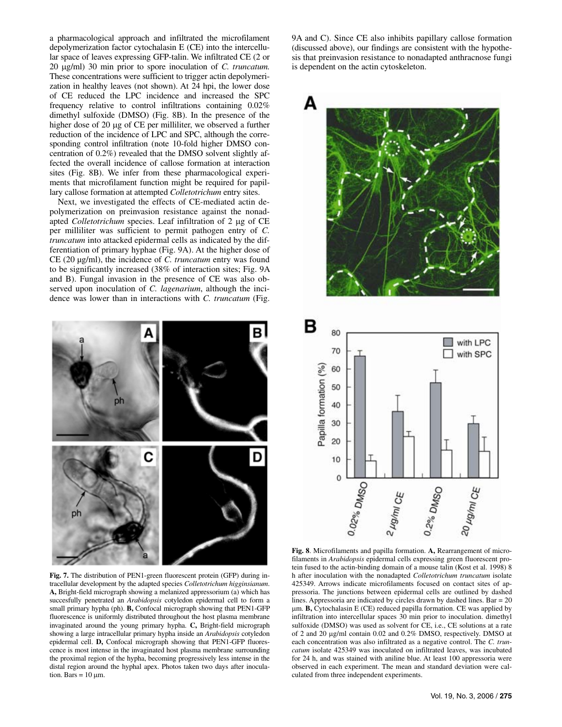a pharmacological approach and infiltrated the microfilament depolymerization factor cytochalasin E (CE) into the intercellular space of leaves expressing GFP-talin. We infiltrated CE (2 or 20 µg/ml) 30 min prior to spore inoculation of *C. truncatum.* These concentrations were sufficient to trigger actin depolymerization in healthy leaves (not shown). At 24 hpi, the lower dose of CE reduced the LPC incidence and increased the SPC frequency relative to control infiltrations containing 0.02% dimethyl sulfoxide (DMSO) (Fig. 8B). In the presence of the higher dose of 20 µg of CE per milliliter, we observed a further reduction of the incidence of LPC and SPC, although the corresponding control infiltration (note 10-fold higher DMSO concentration of 0.2%) revealed that the DMSO solvent slightly affected the overall incidence of callose formation at interaction sites (Fig. 8B). We infer from these pharmacological experiments that microfilament function might be required for papillary callose formation at attempted *Colletotrichum* entry sites.

Next, we investigated the effects of CE-mediated actin depolymerization on preinvasion resistance against the nonadapted *Colletotrichum* species. Leaf infiltration of 2 µg of CE per milliliter was sufficient to permit pathogen entry of *C. truncatum* into attacked epidermal cells as indicated by the differentiation of primary hyphae (Fig. 9A). At the higher dose of CE (20 µg/ml), the incidence of *C. truncatum* entry was found to be significantly increased (38% of interaction sites; Fig. 9A and B). Fungal invasion in the presence of CE was also observed upon inoculation of *C. lagenarium*, although the incidence was lower than in interactions with *C. truncatum* (Fig. 9A and C). Since CE also inhibits papillary callose formation (discussed above), our findings are consistent with the hypothesis that preinvasion resistance to nonadapted anthracnose fungi is dependent on the actin cytoskeleton.

**Fig. 7.** The distribution of PEN1-green fluorescent protein (GFP) during intracellular development by the adapted species *Colletotrichum higginsianum*. **A,** Bright-field micrograph showing a melanized appressorium (a) which has succesfully penetrated an *Arabidopsis* cotyledon epidermal cell to form a small primary hypha (ph). **B,** Confocal micrograph showing that PEN1-GFP fluorescence is uniformly distributed throughout the host plasma membrane invaginated around the young primary hypha. **C,** Bright-field micrograph showing a large intracellular primary hypha inside an *Arabidopsis* cotyledon epidermal cell. **D,** Confocal micrograph showing that PEN1-GFP fluorescence is most intense in the invaginated host plasma membrane surrounding the proximal region of the hypha, becoming progressively less intense in the distal region around the hyphal apex. Photos taken two days after inoculation. Bars = 10 µm.

**Fig. 8**. Microfilaments and papilla formation. **A,** Rearrangement of microfilaments in *Arabidopsis* epidermal cells expressing green fluorescent protein fused to the actin-binding domain of a mouse talin (Kost et al. 1998) 8 h after inoculation with the nonadapted *Colletotrichum truncatum* isolate 425349. Arrows indicate microfilaments focused on contact sites of appressoria. The junctions between epidermal cells are outlined by dashed lines. Appressoria are indicated by circles drawn by dashed lines. Bar = 20 µm. **B,** Cytochalasin E (CE) reduced papilla formation. CE was applied by infiltration into intercellular spaces 30 min prior to inoculation. dimethyl sulfoxide (DMSO) was used as solvent for CE, i.e., CE solutions at a rate of 2 and 20 µg/ml contain 0.02 and 0.2% DMSO, respectively. DMSO at each concentration was also infiltrated as a negative control. The *C. truncatum* isolate 425349 was inoculated on infiltrated leaves, was incubated for 24 h, and was stained with aniline blue. At least 100 appressoria were observed in each experiment. The mean and standard deviation were calculated from three independent experiments.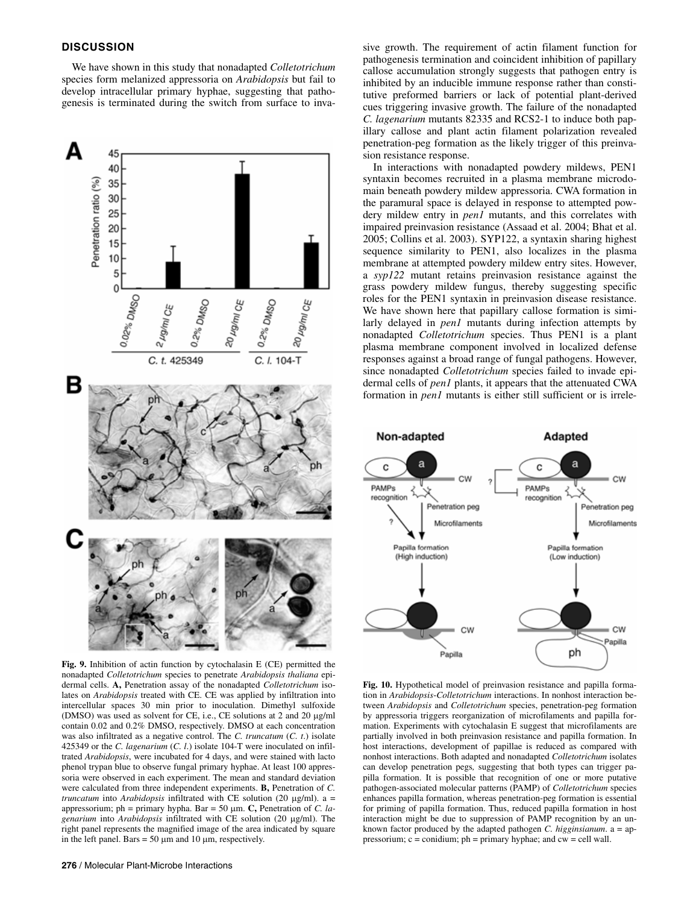## DISCUSSION

We have shown in this study that nonadapted *Colletotrichum* species form melanized appressoria on *Arabidopsis* but fail to develop intracellular primary hyphae, suggesting that pathogenesis is terminated during the switch from surface to invasive growth. The requirement of actin filament function for pathogenesis termination and coincident inhibition of papillary callose accumulation strongly suggests that pathogen entry is inhibited by an inducible immune response rather than constitutive preformed barriers or lack of potential plant-derived cues triggering invasive growth. The failure of the nonadapted *C. lagenarium* mutants 82335 and RCS2-1 to induce both papillary callose and plant actin filament polarization revealed penetration-peg formation as the likely trigger of this preinvasion resistance response.

In interactions with nonadapted powdery mildews, PEN1 syntaxin becomes recruited in a plasma membrane microdomain beneath powdery mildew appressoria. CWA formation in the paramural space is delayed in response to attempted powdery mildew entry in *pen1* mutants, and this correlates with impaired preinvasion resistance (Assaad et al. 2004; Bhat et al. 2005; Collins et al. 2003). SYP122, a syntaxin sharing highest sequence similarity to PEN1, also localizes in the plasma membrane at attempted powdery mildew entry sites. However, a *syp122* mutant retains preinvasion resistance against the grass powdery mildew fungus, thereby suggesting specific roles for the PEN1 syntaxin in preinvasion disease resistance. We have shown here that papillary callose formation is similarly delayed in *pen1* mutants during infection attempts by nonadapted *Colletotrichum* species. Thus PEN1 is a plant plasma membrane component involved in localized defense responses against a broad range of fungal pathogens. However, since nonadapted *Colletotrichum* species failed to invade epidermal cells of *pen1* plants, it appears that the attenuated CWA formation in *pen1* mutants is either still sufficient or is irrele-

**Fig. 9.** Inhibition of actin function by cytochalasin E (CE) permitted the nonadapted *Colletotrichum* species to penetrate *Arabidopsis thaliana* epidermal cells. **A,** Penetration assay of the nonadapted *Colletotrichum* isolates on *Arabidopsis* treated with CE. CE was applied by infiltration into intercellular spaces 30 min prior to inoculation. Dimethyl sulfoxide (DMSO) was used as solvent for CE, i.e., CE solutions at 2 and 20 μg/ml contain 0.02 and 0.2% DMSO, respectively. DMSO at each concentration was also infiltrated as a negative control. The *C. truncatum* (*C. t.*) isolate 425349 or the *C. lagenarium* (*C. l.*) isolate 104-T were inoculated on infiltrated *Arabidopsis*, were incubated for 4 days, and were stained with lacto phenol trypan blue to observe fungal primary hyphae. At least 100 appressoria were observed in each experiment. The mean and standard deviation were calculated from three independent experiments. **B,** Penetration of *C. truncatum* into *Arabidopsis* infiltrated with CE solution (20 μg/ml). a = appressorium; ph = primary hypha. Bar = 50 μm. **C,** Penetration of *C. lagenarium* into *Arabidopsis* infiltrated with CE solution (20 μg/ml). The right panel represents the magnified image of the area indicated by square in the left panel. Bars = 50 μm and 10 μm, respectively.

**Fig. 10.** Hypothetical model of preinvasion resistance and papilla formation in *Arabidopsis*-*Colletotrichum* interactions. In nonhost interaction between *Arabidopsis* and *Colletotrichum* species, penetration-peg formation by appressoria triggers reorganization of microfilaments and papilla formation. Experiments with cytochalasin E suggest that microfilaments are partially involved in both preinvasion resistance and papilla formation. In host interactions, development of papillae is reduced as compared with nonhost interactions. Both adapted and nonadapted *Colletotrichum* isolates can develop penetration pegs, suggesting that both types can trigger papilla formation. It is possible that recognition of one or more putative pathogen-associated molecular patterns (PAMP) of *Colletotrichum* species enhances papilla formation, whereas penetration-peg formation is essential for priming of papilla formation. Thus, reduced papilla formation in host interaction might be due to suppression of PAMP recognition by an unknown factor produced by the adapted pathogen *C. higginsianum*. a = appressorium; c = conidium; ph = primary hyphae; and cw = cell wall.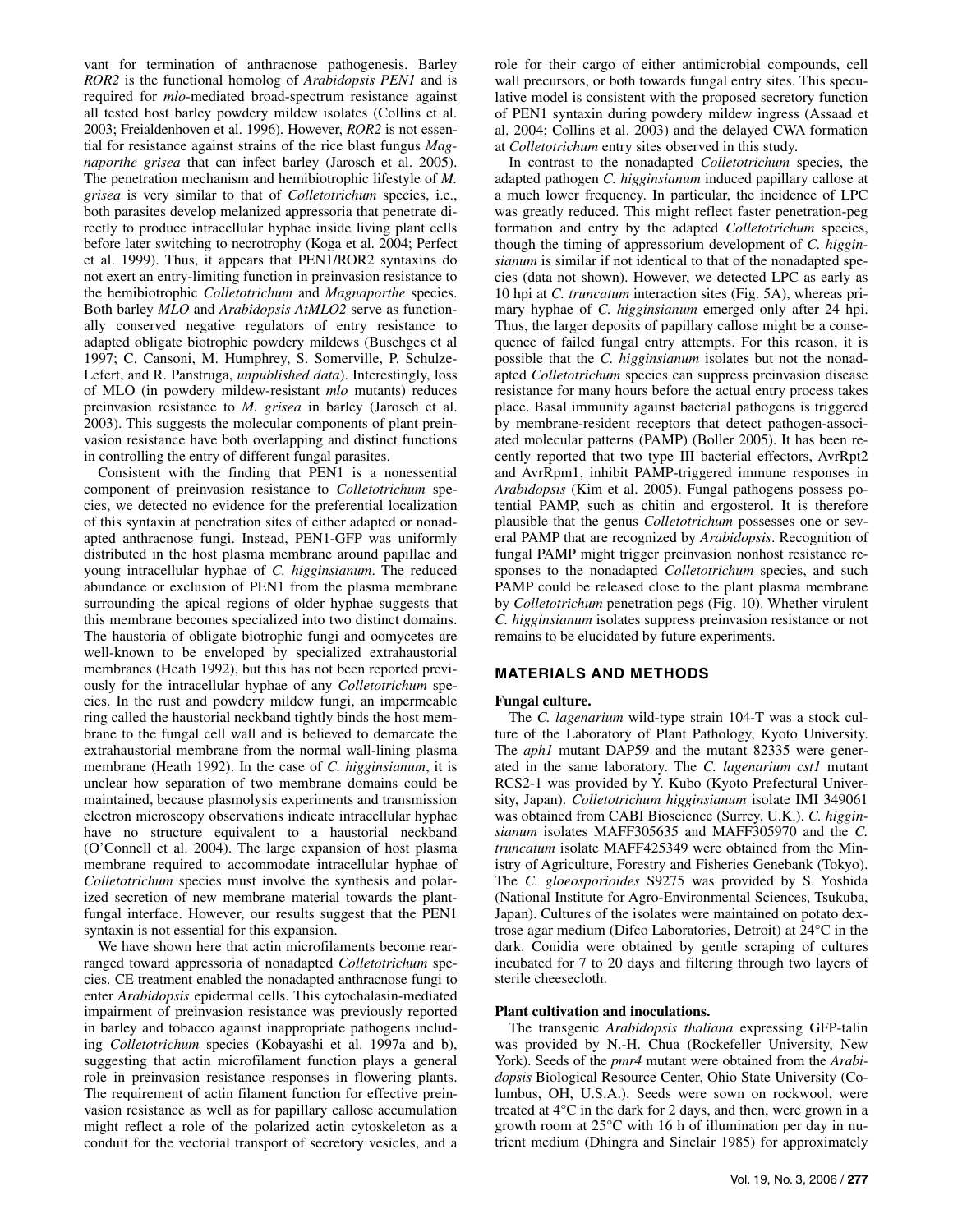vant for termination of anthracnose pathogenesis. Barley *ROR2* is the functional homolog of *Arabidopsis PEN1* and is required for *mlo*-mediated broad-spectrum resistance against all tested host barley powdery mildew isolates (Collins et al. 2003; Freialdenhoven et al. 1996). However, *ROR2* is not essential for resistance against strains of the rice blast fungus *Magnaporthe grisea* that can infect barley (Jarosch et al. 2005). The penetration mechanism and hemibiotrophic lifestyle of *M. grisea* is very similar to that of *Colletotrichum* species, i.e., both parasites develop melanized appressoria that penetrate directly to produce intracellular hyphae inside living plant cells before later switching to necrotrophy (Koga et al. 2004; Perfect et al. 1999). Thus, it appears that PEN1/ROR2 syntaxins do not exert an entry-limiting function in preinvasion resistance to the hemibiotrophic *Colletotrichum* and *Magnaporthe* species. Both barley *MLO* and *Arabidopsis AtMLO2* serve as functionally conserved negative regulators of entry resistance to adapted obligate biotrophic powdery mildews (Buschges et al 1997; C. Cansoni, M. Humphrey, S. Somerville, P. Schulze-Lefert, and R. Panstruga, *unpublished data*). Interestingly, loss of MLO (in powdery mildew-resistant *mlo* mutants) reduces preinvasion resistance to *M. grisea* in barley (Jarosch et al. 2003). This suggests the molecular components of plant preinvasion resistance have both overlapping and distinct functions in controlling the entry of different fungal parasites.

Consistent with the finding that PEN1 is a nonessential component of preinvasion resistance to *Colletotrichum* species, we detected no evidence for the preferential localization of this syntaxin at penetration sites of either adapted or nonadapted anthracnose fungi. Instead, PEN1-GFP was uniformly distributed in the host plasma membrane around papillae and young intracellular hyphae of *C. higginsianum*. The reduced abundance or exclusion of PEN1 from the plasma membrane surrounding the apical regions of older hyphae suggests that this membrane becomes specialized into two distinct domains. The haustoria of obligate biotrophic fungi and oomycetes are well-known to be enveloped by specialized extrahaustorial membranes (Heath 1992), but this has not been reported previously for the intracellular hyphae of any *Colletotrichum* species. In the rust and powdery mildew fungi, an impermeable ring called the haustorial neckband tightly binds the host membrane to the fungal cell wall and is believed to demarcate the extrahaustorial membrane from the normal wall-lining plasma membrane (Heath 1992). In the case of *C. higginsianum*, it is unclear how separation of two membrane domains could be maintained, because plasmolysis experiments and transmission electron microscopy observations indicate intracellular hyphae have no structure equivalent to a haustorial neckband (O'Connell et al. 2004). The large expansion of host plasma membrane required to accommodate intracellular hyphae of *Colletotrichum* species must involve the synthesis and polarized secretion of new membrane material towards the plant-fungal interface. However, our results suggest that the PEN1 syntaxin is not essential for this expansion.

We have shown here that actin microfilaments become rearranged toward appressoria of nonadapted *Colletotrichum* species. CE treatment enabled the nonadapted anthracnose fungi to enter *Arabidopsis* epidermal cells. This cytochalasin-mediated impairment of preinvasion resistance was previously reported in barley and tobacco against inappropriate pathogens including *Colletotrichum* species (Kobayashi et al. 1997a and b), suggesting that actin microfilament function plays a general role in preinvasion resistance responses in flowering plants. The requirement of actin filament function for effective preinvasion resistance as well as for papillary callose accumulation might reflect a role of the polarized actin cytoskeleton as a conduit for the vectorial transport of secretory vesicles, and a role for their cargo of either antimicrobial compounds, cell wall precursors, or both towards fungal entry sites. This speculative model is consistent with the proposed secretory function of PEN1 syntaxin during powdery mildew ingress (Assaad et al. 2004; Collins et al. 2003) and the delayed CWA formation at *Colletotrichum* entry sites observed in this study.

In contrast to the nonadapted *Colletotrichum* species, the adapted pathogen *C. higginsianum* induced papillary callose at a much lower frequency. In particular, the incidence of LPC was greatly reduced. This might reflect faster penetration-peg formation and entry by the adapted *Colletotrichum* species, though the timing of appressorium development of *C. higginsianum* is similar if not identical to that of the nonadapted species (data not shown). However, we detected LPC as early as 10 hpi at *C. truncatum* interaction sites (Fig. 5A), whereas primary hyphae of *C. higginsianum* emerged only after 24 hpi. Thus, the larger deposits of papillary callose might be a consequence of failed fungal entry attempts. For this reason, it is possible that the *C. higginsianum* isolates but not the nonadapted *Colletotrichum* species can suppress preinvasion disease resistance for many hours before the actual entry process takes place. Basal immunity against bacterial pathogens is triggered by membrane-resident receptors that detect pathogen-associated molecular patterns (PAMP) (Boller 2005). It has been recently reported that two type III bacterial effectors, AvrRpt2 and AvrRpm1, inhibit PAMP-triggered immune responses in *Arabidopsis* (Kim et al. 2005). Fungal pathogens possess potential PAMP, such as chitin and ergosterol. It is therefore plausible that the genus *Colletotrichum* possesses one or several PAMP that are recognized by *Arabidopsis*. Recognition of fungal PAMP might trigger preinvasion nonhost resistance responses to the nonadapted *Colletotrichum* species, and such PAMP could be released close to the plant plasma membrane by *Colletotrichum* penetration pegs (Fig. 10). Whether virulent *C. higginsianum* isolates suppress preinvasion resistance or not remains to be elucidated by future experiments.

## MATERIALS AND METHODS

### Fungal culture.

The *C. lagenarium* wild-type strain 104-T was a stock culture of the Laboratory of Plant Pathology, Kyoto University. The *aph1* mutant DAP59 and the mutant 82335 were generated in the same laboratory. The *C. lagenarium cst1* mutant RCS2-1 was provided by Y. Kubo (Kyoto Prefectural University, Japan). *Colletotrichum higginsianum* isolate IMI 349061 was obtained from CABI Bioscience (Surrey, U.K.). *C. higginsianum* isolates MAFF305635 and MAFF305970 and the *C. truncatum* isolate MAFF425349 were obtained from the Ministry of Agriculture, Forestry and Fisheries Genebank (Tokyo). The *C. gloeosporioides* S9275 was provided by S. Yoshida (National Institute for Agro-Environmental Sciences, Tsukuba, Japan). Cultures of the isolates were maintained on potato dextrose agar medium (Difco Laboratories, Detroit) at 24°C in the dark. Conidia were obtained by gentle scraping of cultures incubated for 7 to 20 days and filtering through two layers of sterile cheesecloth.

### Plant cultivation and inoculations.

The transgenic *Arabidopsis thaliana* expressing GFP-talin was provided by N.-H. Chua (Rockefeller University, New York). Seeds of the *pmr4* mutant were obtained from the *Arabidopsis* Biological Resource Center, Ohio State University (Columbus, OH, U.S.A.). Seeds were sown on rockwool, were treated at 4°C in the dark for 2 days, and then, were grown in a growth room at 25°C with 16 h of illumination per day in nutrient medium (Dhingra and Sinclair 1985) for approximately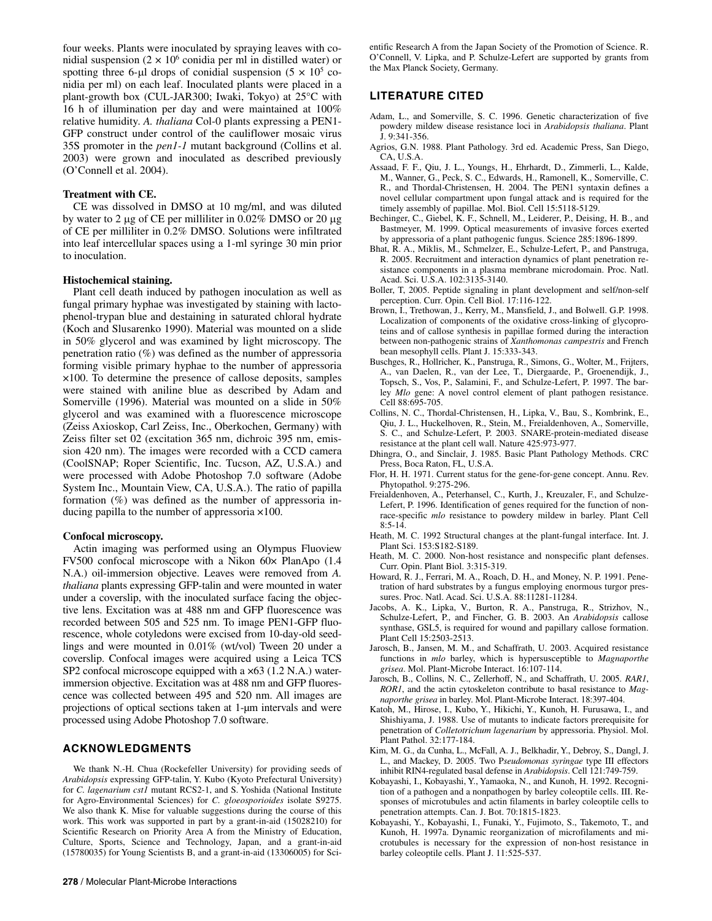four weeks. Plants were inoculated by spraying leaves with conidial suspension ($2 \times 10^6$ conidia per ml in distilled water) or spotting three 6-µl drops of conidial suspension ($5 \times 10^5$ conidia per ml) on each leaf. Inoculated plants were placed in a plant-growth box (CUL-JAR300; Iwaki, Tokyo) at 25°C with 16 h of illumination per day and were maintained at 100% relative humidity. *A. thaliana* Col-0 plants expressing a PEN1-GFP construct under control of the cauliflower mosaic virus 35S promoter in the *pen1-1* mutant background (Collins et al. 2003) were grown and inoculated as described previously (O'Connell et al. 2004).

### Treatment with CE.

CE was dissolved in DMSO at 10 mg/ml, and was diluted by water to 2 µg of CE per milliliter in 0.02% DMSO or 20 µg of CE per milliliter in 0.2% DMSO. Solutions were infiltrated into leaf intercellular spaces using a 1-ml syringe 30 min prior to inoculation.

### Histochemical staining.

Plant cell death induced by pathogen inoculation as well as fungal primary hyphae was investigated by staining with lactophenol-trypan blue and destaining in saturated chloral hydrate (Koch and Slusarenko 1990). Material was mounted on a slide in 50% glycerol and was examined by light microscopy. The penetration ratio (%) was defined as the number of appressoria forming visible primary hyphae to the number of appressoria ×100. To determine the presence of callose deposits, samples were stained with aniline blue as described by Adam and Somerville (1996). Material was mounted on a slide in 50% glycerol and was examined with a fluorescence microscope (Zeiss Axioskop, Carl Zeiss, Inc., Oberkochen, Germany) with Zeiss filter set 02 (excitation 365 nm, dichroic 395 nm, emission 420 nm). The images were recorded with a CCD camera (CoolSNAP; Roper Scientific, Inc. Tucson, AZ, U.S.A.) and were processed with Adobe Photoshop 7.0 software (Adobe System Inc., Mountain View, CA, U.S.A.). The ratio of papilla formation (%) was defined as the number of appressoria inducing papilla to the number of appressoria ×100.

### Confocal microscopy.

Actin imaging was performed using an Olympus Fluoview FV500 confocal microscope with a Nikon 60× PlanApo (1.4 N.A.) oil-immersion objective. Leaves were removed from *A. thaliana* plants expressing GFP-talin and were mounted in water under a coverslip, with the inoculated surface facing the objective lens. Excitation was at 488 nm and GFP fluorescence was recorded between 505 and 525 nm. To image PEN1-GFP fluorescence, whole cotyledons were excised from 10-day-old seedlings and were mounted in 0.01% (wt/vol) Tween 20 under a coverslip. Confocal images were acquired using a Leica TCS SP2 confocal microscope equipped with a ×63 (1.2 N.A.) water-immersion objective. Excitation was at 488 nm and GFP fluorescence was collected between 495 and 520 nm. All images are projections of optical sections taken at 1-µm intervals and were processed using Adobe Photoshop 7.0 software.

## ACKNOWLEDGMENTS

We thank N.-H. Chua (Rockefeller University) for providing seeds of *Arabidopsis* expressing GFP-talin, Y. Kubo (Kyoto Prefectural University) for *C. lagenarium cst1* mutant RCS2-1, and S. Yoshida (National Institute for Agro-Environmental Sciences) for *C. gloeosporioides* isolate S9275. We also thank K. Mise for valuable suggestions during the course of this work. This work was supported in part by a grant-in-aid (15028210) for Scientific Research on Priority Area A from the Ministry of Education, Culture, Sports, Science and Technology, Japan, and a grant-in-aid (15780035) for Young Scientists B, and a grant-in-aid (13306005) for Scientific Research A from the Japan Society of the Promotion of Science. R. O'Connell, V. Lipka, and P. Schulze-Lefert are supported by grants from the Max Planck Society, Germany.

## LITERATURE CITED

Adam, L., and Somerville, S. C. 1996. Genetic characterization of five powdery mildew disease resistance loci in *Arabidopsis thaliana*. Plant J. 9:341-356.

Agrios, G.N. 1988. Plant Pathology. 3rd ed. Academic Press, San Diego, CA, U.S.A.

Assaad, F. F., Qiu, J. L., Youngs, H., Ehrhardt, D., Zimmerli, L., Kalde, M., Wanner, G., Peck, S. C., Edwards, H., Ramonell, K., Somerville, C. R., and Thordal-Christensen, H. 2004. The PEN1 syntaxin defines a novel cellular compartment upon fungal attack and is required for the timely assembly of papillae. Mol. Biol. Cell 15:5118-5129.

Bechinger, C., Giebel, K. F., Schnell, M., Leiderer, P., Deising, H. B., and Bastmeyer, M. 1999. Optical measurements of invasive forces exerted by appressoria of a plant pathogenic fungus. Science 285:1896-1899.

Bhat, R. A., Miklis, M., Schmelzer, E., Schulze-Lefert, P., and Panstruga, R. 2005. Recruitment and interaction dynamics of plant penetration resistance components in a plasma membrane microdomain. Proc. Natl. Acad. Sci. U.S.A. 102:3135-3140.

Boller, T, 2005. Peptide signaling in plant development and self/non-self perception. Curr. Opin. Cell Biol. 17:116-122.

Brown, I., Trethowan, J., Kerry, M., Mansfield, J., and Bolwell. G.P. 1998. Localization of components of the oxidative cross-linking of glycoproteins and of callose synthesis in papillae formed during the interaction between non-pathogenic strains of *Xanthomonas campestris* and French bean mesophyll cells. Plant J. 15:333-343.

Buschges, R., Hollricher, K., Panstruga, R., Simons, G., Wolter, M., Frijters, A., van Daelen, R., van der Lee, T., Diergaarde, P., Groenendijk, J., Topsch, S., Vos, P., Salamini, F., and Schulze-Lefert, P. 1997. The barley *Mlo* gene: A novel control element of plant pathogen resistance. Cell 88:695-705.

Collins, N. C., Thordal-Christensen, H., Lipka, V., Bau, S., Kombrink, E., Qiu, J. L., Huckelhoven, R., Stein, M., Freialdenhoven, A., Somerville, S. C., and Schulze-Lefert, P. 2003. SNARE-protein-mediated disease resistance at the plant cell wall. Nature 425:973-977.

Dhingra, O., and Sinclair, J. 1985. Basic Plant Pathology Methods. CRC Press, Boca Raton, FL, U.S.A.

Flor, H. H. 1971. Current status for the gene-for-gene concept. Annu. Rev. Phytopathol. 9:275-296.

Freialdenhoven, A., Peterhansel, C., Kurth, J., Kreuzaler, F., and Schulze-Lefert, P. 1996. Identification of genes required for the function of non-race-specific *mlo* resistance to powdery mildew in barley. Plant Cell 8:5-14.

Heath, M. C. 1992 Structural changes at the plant-fungal interface. Int. J. Plant Sci. 153:S182-S189.

Heath, M. C. 2000. Non-host resistance and nonspecific plant defenses. Curr. Opin. Plant Biol. 3:315-319.

Howard, R. J., Ferrari, M. A., Roach, D. H., and Money, N. P. 1991. Penetration of hard substrates by a fungus employing enormous turgor pressures. Proc. Natl. Acad. Sci. U.S.A. 88:11281-11284.

Jacobs, A. K., Lipka, V., Burton, R. A., Panstruga, R., Strizhov, N., Schulze-Lefert, P., and Fincher, G. B. 2003. An *Arabidopsis* callose synthase, GSL5, is required for wound and papillary callose formation. Plant Cell 15:2503-2513.

Jarosch, B., Jansen, M. M., and Schaffrath, U. 2003. Acquired resistance functions in *mlo* barley, which is hypersusceptible to *Magnaporthe grisea*. Mol. Plant-Microbe Interact. 16:107-114.

Jarosch, B., Collins, N. C., Zellerhoff, N., and Schaffrath, U. 2005. *RAR1*, *ROR1*, and the actin cytoskeleton contribute to basal resistance to *Magnaporthe grisea* in barley. Mol. Plant-Microbe Interact. 18:397-404.

Katoh, M., Hirose, I., Kubo, Y., Hikichi, Y., Kunoh, H. Furusawa, I., and Shishiyama, J. 1988. Use of mutants to indicate factors prerequisite for penetration of *Colletotrichum lagenarium* by appressoria. Physiol. Mol. Plant Pathol. 32:177-184.

Kim, M. G., da Cunha, L., McFall, A. J., Belkhadir, Y., Debroy, S., Dangl, J. L., and Mackey, D. 2005. Two *Pseudomonas syringae* type III effectors inhibit RIN4-regulated basal defense in *Arabidopsis*. Cell 121:749-759.

Kobayashi, I., Kobayashi, Y., Yamaoka, N., and Kunoh, H. 1992. Recognition of a pathogen and a nonpathogen by barley coleoptile cells. III. Responses of microtubules and actin filaments in barley coleoptile cells to penetration attempts. Can. J. Bot. 70:1815-1823.

Kobayashi, Y., Kobayashi, I., Funaki, Y., Fujimoto, S., Takemoto, T., and Kunoh, H. 1997a. Dynamic reorganization of microfilaments and microtubules is necessary for the expression of non-host resistance in barley coleoptile cells. Plant J. 11:525-537.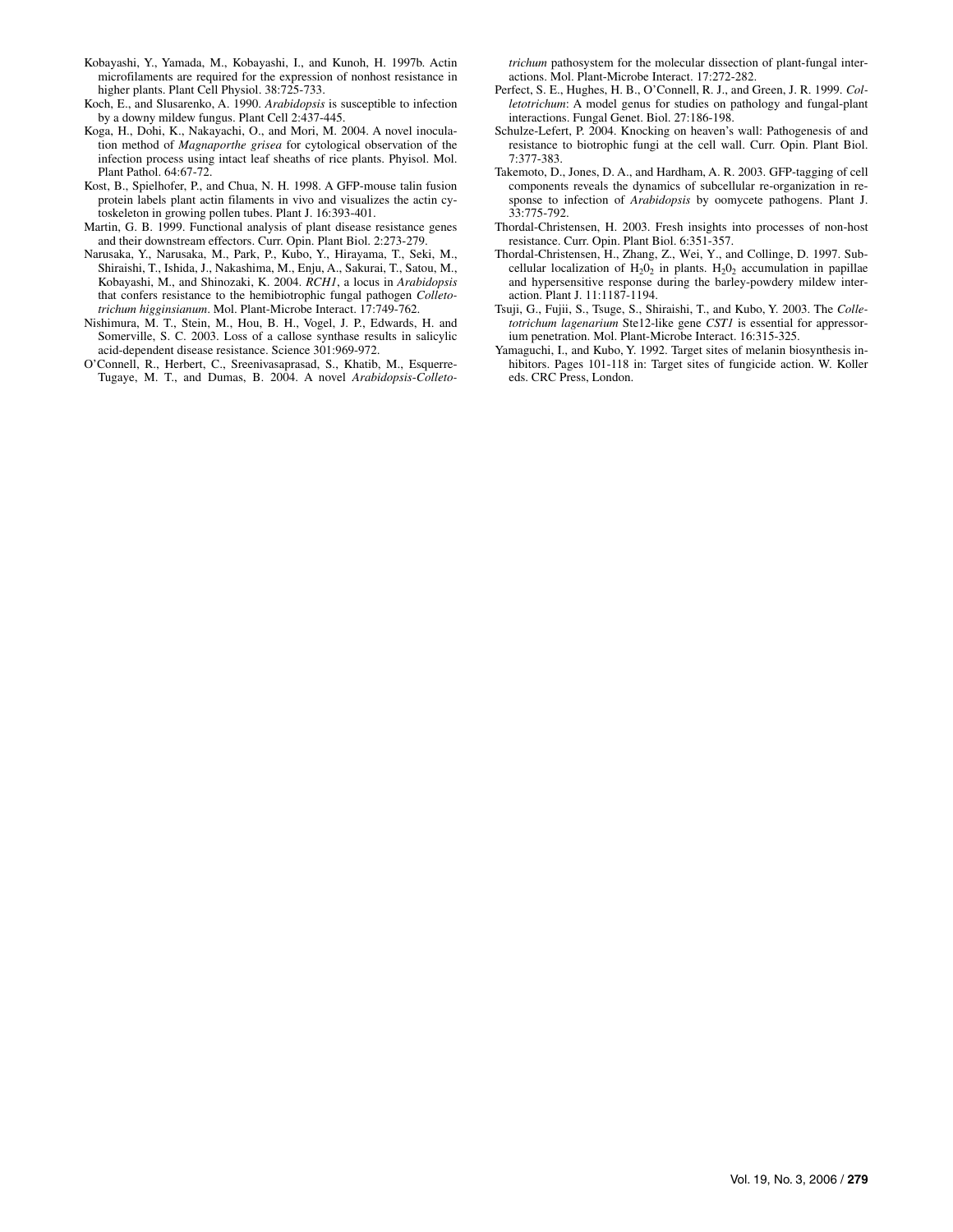Kobayashi, Y., Yamada, M., Kobayashi, I., and Kunoh, H. 1997b. Actin microfilaments are required for the expression of nonhost resistance in higher plants. Plant Cell Physiol. 38:725-733.

Koch, E., and Slusarenko, A. 1990. *Arabidopsis* is susceptible to infection by a downy mildew fungus. Plant Cell 2:437-445.

Koga, H., Dohi, K., Nakayachi, O., and Mori, M. 2004. A novel inoculation method of *Magnaporthe grisea* for cytological observation of the infection process using intact leaf sheaths of rice plants. Phyisol. Mol. Plant Pathol. 64:67-72.

Kost, B., Spielhofer, P., and Chua, N. H. 1998. A GFP-mouse talin fusion protein labels plant actin filaments in vivo and visualizes the actin cytoskeleton in growing pollen tubes. Plant J. 16:393-401.

Martin, G. B. 1999. Functional analysis of plant disease resistance genes and their downstream effectors. Curr. Opin. Plant Biol. 2:273-279.

Narusaka, Y., Narusaka, M., Park, P., Kubo, Y., Hirayama, T., Seki, M., Shiraishi, T., Ishida, J., Nakashima, M., Enju, A., Sakurai, T., Satou, M., Kobayashi, M., and Shinozaki, K. 2004. *RCH1*, a locus in *Arabidopsis* that confers resistance to the hemibiotrophic fungal pathogen *Colletotrichum higginsianum*. Mol. Plant-Microbe Interact. 17:749-762.

Nishimura, M. T., Stein, M., Hou, B. H., Vogel, J. P., Edwards, H. and Somerville, S. C. 2003. Loss of a callose synthase results in salicylic acid-dependent disease resistance. Science 301:969-972.

O'Connell, R., Herbert, C., Sreenivasaprasad, S., Khatib, M., Esquerre-Tugaye, M. T., and Dumas, B. 2004. A novel *Arabidopsis-Colletotrichum* pathosystem for the molecular dissection of plant-fungal interactions. Mol. Plant-Microbe Interact. 17:272-282.

Perfect, S. E., Hughes, H. B., O'Connell, R. J., and Green, J. R. 1999. *Colletotrichum*: A model genus for studies on pathology and fungal-plant interactions. Fungal Genet. Biol. 27:186-198.

Schulze-Lefert, P. 2004. Knocking on heaven's wall: Pathogenesis of and resistance to biotrophic fungi at the cell wall. Curr. Opin. Plant Biol. 7:377-383.

Takemoto, D., Jones, D. A., and Hardham, A. R. 2003. GFP-tagging of cell components reveals the dynamics of subcellular re-organization in response to infection of *Arabidopsis* by oomycete pathogens. Plant J. 33:775-792.

Thordal-Christensen, H. 2003. Fresh insights into processes of non-host resistance. Curr. Opin. Plant Biol. 6:351-357.

Thordal-Christensen, H., Zhang, Z., Wei, Y., and Collinge, D. 1997. Subcellular localization of $H_2O_2$ in plants. $H_2O_2$ accumulation in papillae and hypersensitive response during the barley-powdery mildew interaction. Plant J. 11:1187-1194.

Tsuji, G., Fujii, S., Tsuge, S., Shiraishi, T., and Kubo, Y. 2003. The *Colletotrichum lagenarium* Ste12-like gene *CST1* is essential for appressorium penetration. Mol. Plant-Microbe Interact. 16:315-325.

Yamaguchi, I., and Kubo, Y. 1992. Target sites of melanin biosynthesis inhibitors. Pages 101-118 in: Target sites of fungicide action. W. Koller eds. CRC Press, London.